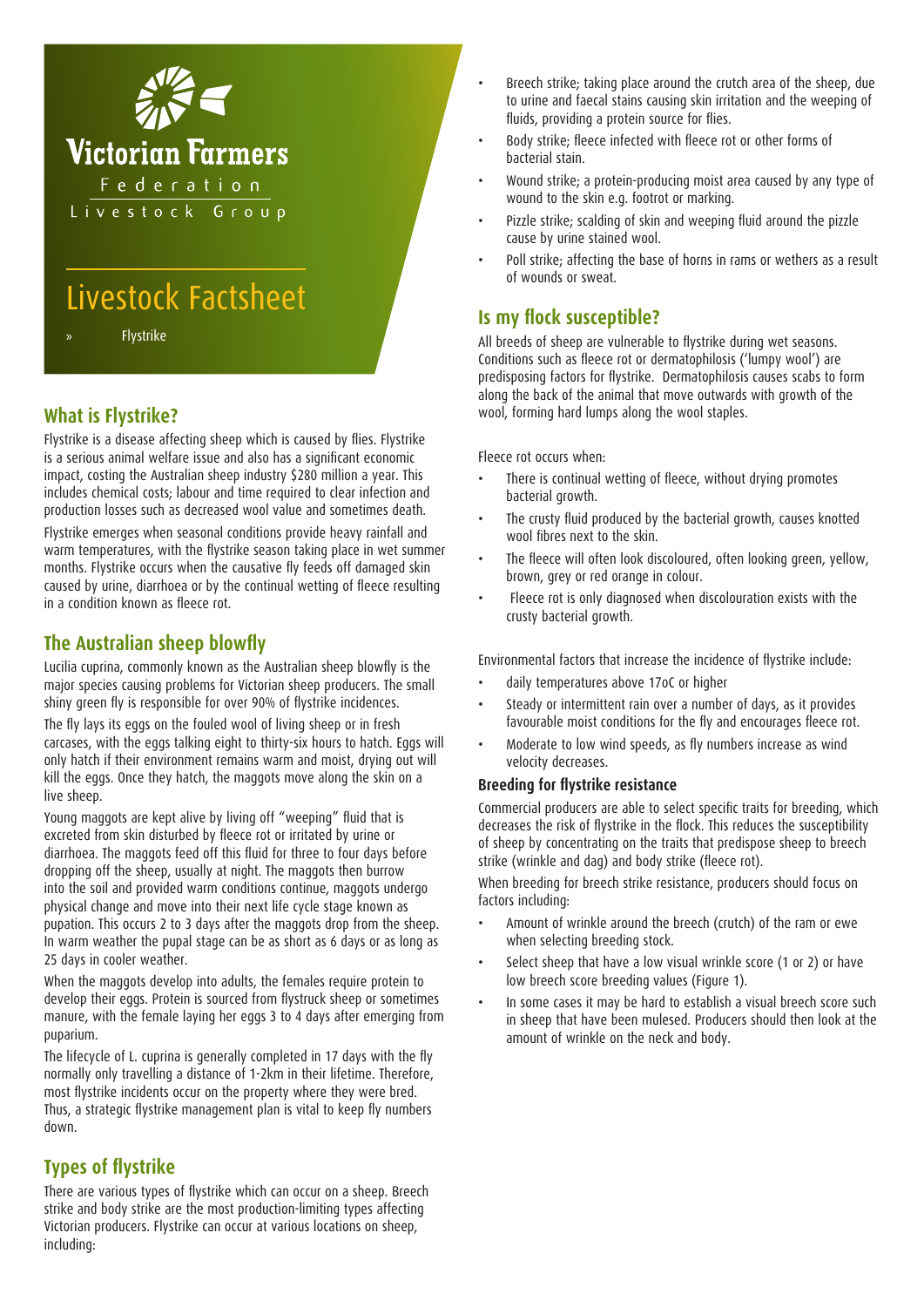Victorian Farmers Federation Livestock Group

# Livestock Factsheet

» Flystrike

## What is Flystrike?

Flystrike is a disease affecting sheep which is caused by flies. Flystrike is a serious animal welfare issue and also has a significant economic impact, costing the Australian sheep industry $280 million a year. This includes chemical costs; labour and time required to clear infection and production losses such as decreased wool value and sometimes death.

Flystrike emerges when seasonal conditions provide heavy rainfall and warm temperatures, with the flystrike season taking place in wet summer months. Flystrike occurs when the causative fly feeds off damaged skin caused by urine, diarrhoea or by the continual wetting of fleece resulting in a condition known as fleece rot.

## The Australian sheep blowfly

Lucilia cuprina, commonly known as the Australian sheep blowfly is the major species causing problems for Victorian sheep producers. The small shiny green fly is responsible for over 90% of flystrike incidences.

The fly lays its eggs on the fouled wool of living sheep or in fresh carcases, with the eggs talking eight to thirty-six hours to hatch. Eggs will only hatch if their environment remains warm and moist, drying out will kill the eggs. Once they hatch, the maggots move along the skin on a live sheep.

Young maggots are kept alive by living off "weeping" fluid that is excreted from skin disturbed by fleece rot or irritated by urine or diarrhoea. The maggots feed off this fluid for three to four days before dropping off the sheep, usually at night. The maggots then burrow into the soil and provided warm conditions continue, maggots undergo physical change and move into their next life cycle stage known as pupation. This occurs 2 to 3 days after the maggots drop from the sheep. In warm weather the pupal stage can be as short as 6 days or as long as 25 days in cooler weather.

When the maggots develop into adults, the females require protein to develop their eggs. Protein is sourced from flystruck sheep or sometimes manure, with the female laying her eggs 3 to 4 days after emerging from puparium.

The lifecycle of L. cuprina is generally completed in 17 days with the fly normally only travelling a distance of 1-2km in their lifetime. Therefore, most flystrike incidents occur on the property where they were bred. Thus, a strategic flystrike management plan is vital to keep fly numbers down.

## Types of flystrike

There are various types of flystrike which can occur on a sheep. Breech strike and body strike are the most production-limiting types affecting Victorian producers. Flystrike can occur at various locations on sheep, including:

- Breech strike; taking place around the crutch area of the sheep, due to urine and faecal stains causing skin irritation and the weeping of fluids, providing a protein source for flies.
- Body strike; fleece infected with fleece rot or other forms of bacterial stain.
- Wound strike; a protein-producing moist area caused by any type of wound to the skin e.g. footrot or marking.
- Pizzle strike; scalding of skin and weeping fluid around the pizzle cause by urine stained wool.
- Poll strike; affecting the base of horns in rams or wethers as a result of wounds or sweat.

## Is my flock susceptible?

All breeds of sheep are vulnerable to flystrike during wet seasons. Conditions such as fleece rot or dermatophilosis ('lumpy wool') are predisposing factors for flystrike. Dermatophilosis causes scabs to form along the back of the animal that move outwards with growth of the wool, forming hard lumps along the wool staples.

Fleece rot occurs when:

- There is continual wetting of fleece, without drying promotes bacterial growth.
- The crusty fluid produced by the bacterial growth, causes knotted wool fibres next to the skin.
- The fleece will often look discoloured, often looking green, yellow, brown, grey or red orange in colour.
- Fleece rot is only diagnosed when discolouration exists with the crusty bacterial growth.

Environmental factors that increase the incidence of flystrike include:

- daily temperatures above 17oC or higher
- Steady or intermittent rain over a number of days, as it provides favourable moist conditions for the fly and encourages fleece rot.
- Moderate to low wind speeds, as fly numbers increase as wind velocity decreases.

### Breeding for flystrike resistance

Commercial producers are able to select specific traits for breeding, which decreases the risk of flystrike in the flock. This reduces the susceptibility of sheep by concentrating on the traits that predispose sheep to breech strike (wrinkle and dag) and body strike (fleece rot).

When breeding for breech strike resistance, producers should focus on factors including:

- Amount of wrinkle around the breech (crutch) of the ram or ewe when selecting breeding stock.
- Select sheep that have a low visual wrinkle score (1 or 2) or have low breech score breeding values (Figure 1).
- In some cases it may be hard to establish a visual breech score such in sheep that have been mulesed. Producers should then look at the amount of wrinkle on the neck and body.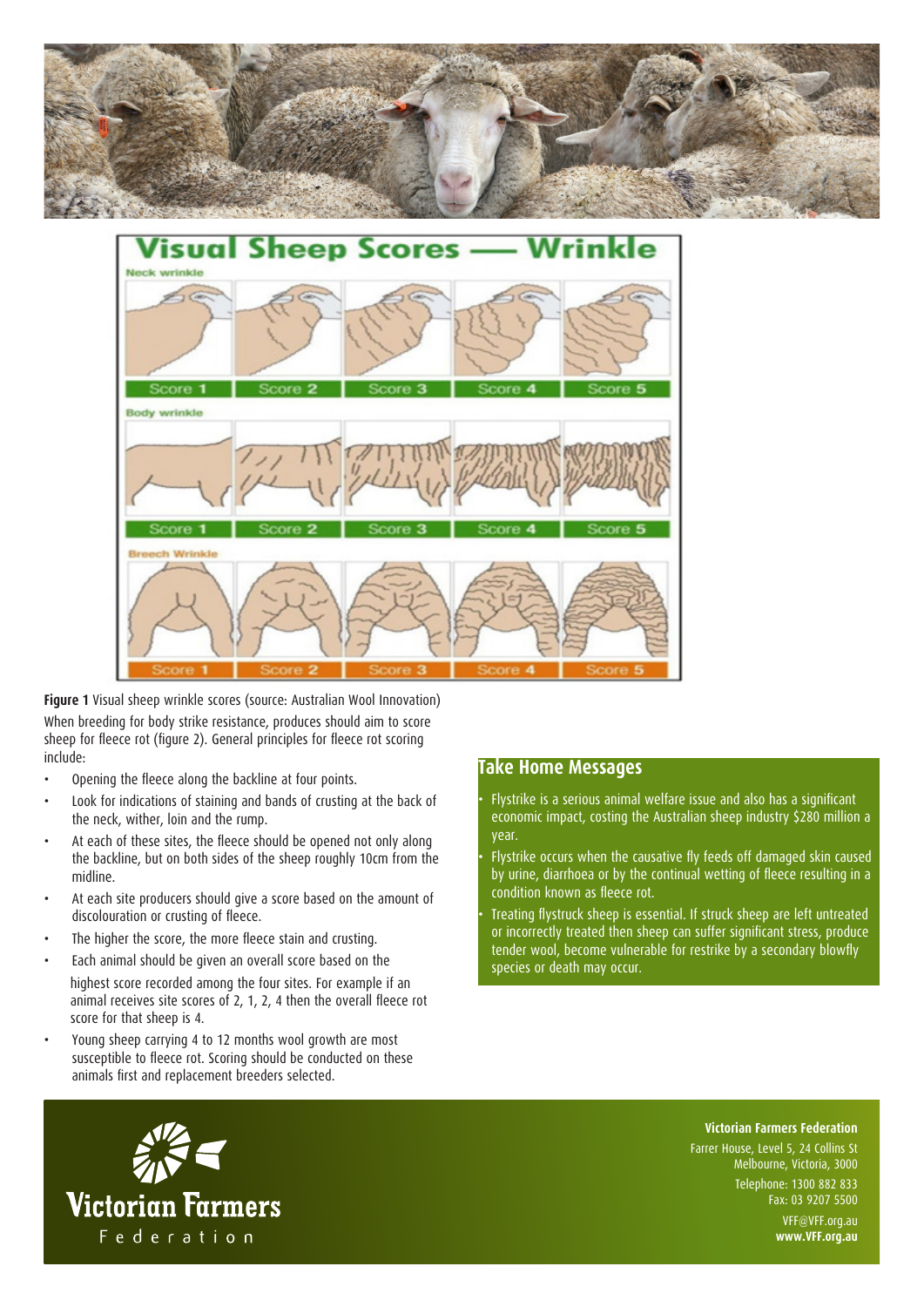**Figure 1** Visual sheep wrinkle scores (source: Australian Wool Innovation)

When breeding for body strike resistance, produces should aim to score sheep for fleece rot (figure 2). General principles for fleece rot scoring include:

- Opening the fleece along the backline at four points.
- Look for indications of staining and bands of crusting at the back of the neck, wither, loin and the rump.
- At each of these sites, the fleece should be opened not only along the backline, but on both sides of the sheep roughly 10cm from the midline.
- At each site producers should give a score based on the amount of discolouration or crusting of fleece.
- The higher the score, the more fleece stain and crusting.
- Each animal should be given an overall score based on the highest score recorded among the four sites. For example if an animal receives site scores of 2, 1, 2, 4 then the overall fleece rot score for that sheep is 4.
- Young sheep carrying 4 to 12 months wool growth are most susceptible to fleece rot. Scoring should be conducted on these animals first and replacement breeders selected.

## Take Home Messages

- Flystrike is a serious animal welfare issue and also has a significant economic impact, costing the Australian sheep industry $280 million a year.
- Flystrike occurs when the causative fly feeds off damaged skin caused by urine, diarrhoea or by the continual wetting of fleece resulting in a condition known as fleece rot.
- Treating flystruck sheep is essential. If struck sheep are left untreated or incorrectly treated then sheep can suffer significant stress, produce tender wool, become vulnerable for restrike by a secondary blowfly species or death may occur.

**Victorian Farmers Federation**
Farrer House, Level 5, 24 Collins St
Melbourne, Victoria, 3000
Telephone: 1300 882 833
Fax: 03 9207 5500
VFF@VFF.org.au
**www.VFF.org.au**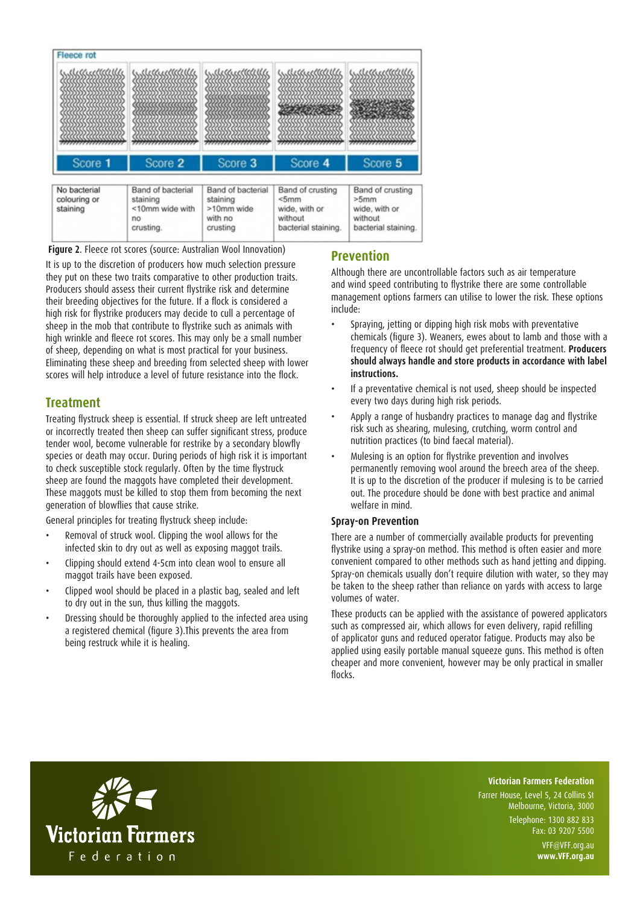| Score 1 | Score 2 | Score 3 | Score 4 | Score 5 |
|---|---|---|---|---|
| No bacterial colouring or staining | Band of bacterial staining <10mm wide with no crusting. | Band of bacterial staining >10mm wide with no crusting | Band of crusting <5mm wide, with or without bacterial staining. | Band of crusting >5mm wide, with or without bacterial staining. |

**Figure 2**. Fleece rot scores (source: Australian Wool Innovation)

It is up to the discretion of producers how much selection pressure they put on these two traits comparative to other production traits. Producers should assess their current flystrike risk and determine their breeding objectives for the future. If a flock is considered a high risk for flystrike producers may decide to cull a percentage of sheep in the mob that contribute to flystrike such as animals with high wrinkle and fleece rot scores. This may only be a small number of sheep, depending on what is most practical for your business. Eliminating these sheep and breeding from selected sheep with lower scores will help introduce a level of future resistance into the flock.

## Treatment

Treating flystruck sheep is essential. If struck sheep are left untreated or incorrectly treated then sheep can suffer significant stress, produce tender wool, become vulnerable for restrike by a secondary blowfly species or death may occur. During periods of high risk it is important to check susceptible stock regularly. Often by the time flystruck sheep are found the maggots have completed their development. These maggots must be killed to stop them from becoming the next generation of blowflies that cause strike.

General principles for treating flystruck sheep include:

- Removal of struck wool. Clipping the wool allows for the infected skin to dry out as well as exposing maggot trails.
- Clipping should extend 4-5cm into clean wool to ensure all maggot trails have been exposed.
- Clipped wool should be placed in a plastic bag, sealed and left to dry out in the sun, thus killing the maggots.
- Dressing should be thoroughly applied to the infected area using a registered chemical (figure 3).This prevents the area from being restruck while it is healing.

## Prevention

Although there are uncontrollable factors such as air temperature and wind speed contributing to flystrike there are some controllable management options farmers can utilise to lower the risk. These options include:

- Spraying, jetting or dipping high risk mobs with preventative chemicals (figure 3). Weaners, ewes about to lamb and those with a frequency of fleece rot should get preferential treatment. **Producers should always handle and store products in accordance with label instructions.**
- If a preventative chemical is not used, sheep should be inspected every two days during high risk periods.
- Apply a range of husbandry practices to manage dag and flystrike risk such as shearing, mulesing, crutching, worm control and nutrition practices (to bind faecal material).
- Mulesing is an option for flystrike prevention and involves permanently removing wool around the breech area of the sheep. It is up to the discretion of the producer if mulesing is to be carried out. The procedure should be done with best practice and animal welfare in mind.

### Spray-on Prevention

There are a number of commercially available products for preventing flystrike using a spray-on method. This method is often easier and more convenient compared to other methods such as hand jetting and dipping. Spray-on chemicals usually don't require dilution with water, so they may be taken to the sheep rather than reliance on yards with access to large volumes of water.

These products can be applied with the assistance of powered applicators such as compressed air, which allows for even delivery, rapid refilling of applicator guns and reduced operator fatigue. Products may also be applied using easily portable manual squeeze guns. This method is often cheaper and more convenient, however may be only practical in smaller flocks.

Victorian Farmers Federation

**Victorian Farmers Federation**
Farrer House, Level 5, 24 Collins St
Melbourne, Victoria, 3000
Telephone: 1300 882 833
Fax: 03 9207 5500
VFF@VFF.org.au
**www.VFF.org.au**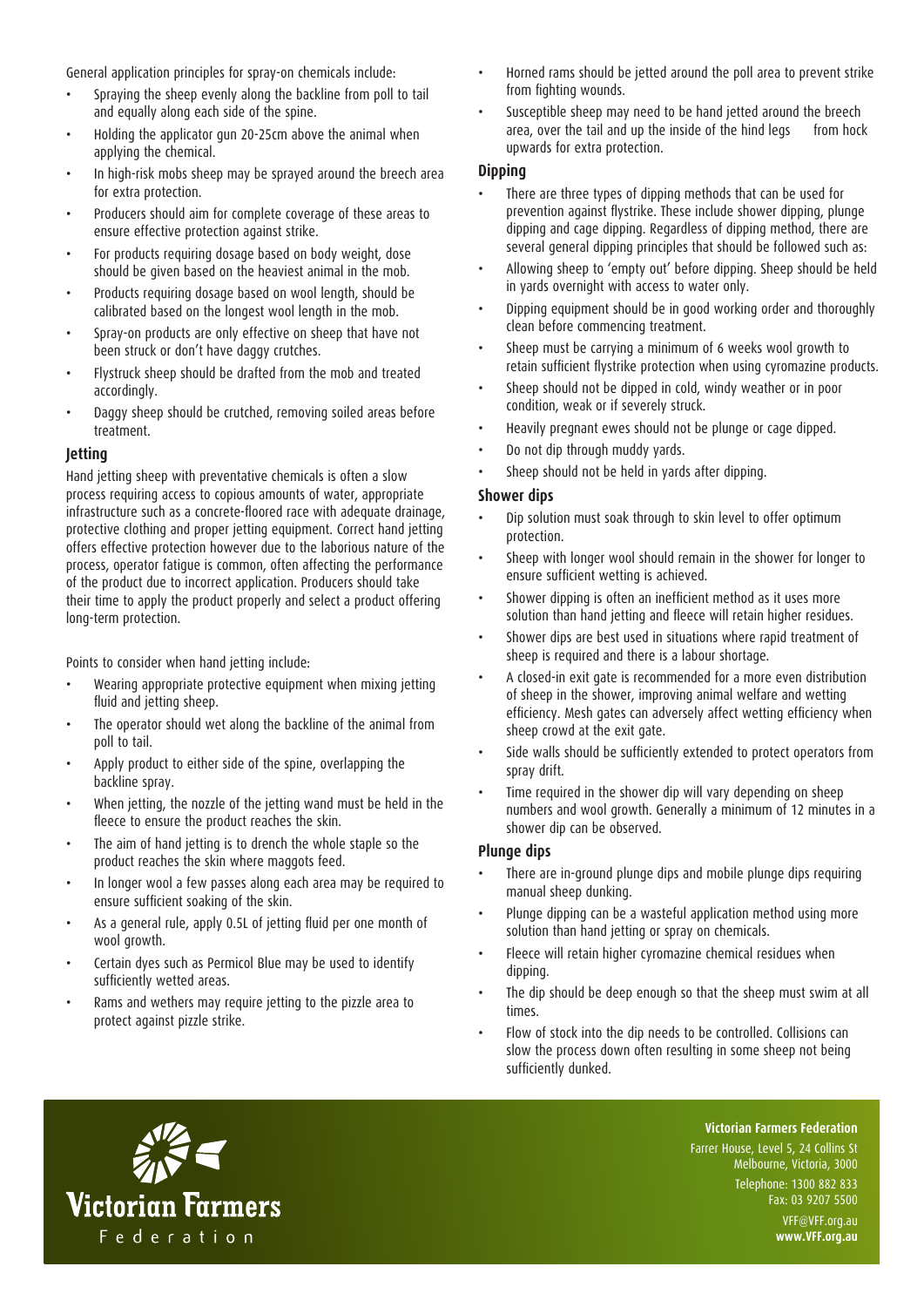General application principles for spray-on chemicals include:

- Spraying the sheep evenly along the backline from poll to tail and equally along each side of the spine.
- Holding the applicator gun 20-25cm above the animal when applying the chemical.
- In high-risk mobs sheep may be sprayed around the breech area for extra protection.
- Producers should aim for complete coverage of these areas to ensure effective protection against strike.
- For products requiring dosage based on body weight, dose should be given based on the heaviest animal in the mob.
- Products requiring dosage based on wool length, should be calibrated based on the longest wool length in the mob.
- Spray-on products are only effective on sheep that have not been struck or don't have daggy crutches.
- Flystruck sheep should be drafted from the mob and treated accordingly.
- Daggy sheep should be crutched, removing soiled areas before treatment.

### Jetting

Hand jetting sheep with preventative chemicals is often a slow process requiring access to copious amounts of water, appropriate infrastructure such as a concrete-floored race with adequate drainage, protective clothing and proper jetting equipment. Correct hand jetting offers effective protection however due to the laborious nature of the process, operator fatigue is common, often affecting the performance of the product due to incorrect application. Producers should take their time to apply the product properly and select a product offering long-term protection.

Points to consider when hand jetting include:

- Wearing appropriate protective equipment when mixing jetting fluid and jetting sheep.
- The operator should wet along the backline of the animal from poll to tail.
- Apply product to either side of the spine, overlapping the backline spray.
- When jetting, the nozzle of the jetting wand must be held in the fleece to ensure the product reaches the skin.
- The aim of hand jetting is to drench the whole staple so the product reaches the skin where maggots feed.
- In longer wool a few passes along each area may be required to ensure sufficient soaking of the skin.
- As a general rule, apply 0.5L of jetting fluid per one month of wool growth.
- Certain dyes such as Permicol Blue may be used to identify sufficiently wetted areas.
- Rams and wethers may require jetting to the pizzle area to protect against pizzle strike.
- Horned rams should be jetted around the poll area to prevent strike from fighting wounds.
- Susceptible sheep may need to be hand jetted around the breech area, over the tail and up the inside of the hind legs from hock upwards for extra protection.

### Dipping

- There are three types of dipping methods that can be used for prevention against flystrike. These include shower dipping, plunge dipping and cage dipping. Regardless of dipping method, there are several general dipping principles that should be followed such as:
- Allowing sheep to 'empty out' before dipping. Sheep should be held in yards overnight with access to water only.
- Dipping equipment should be in good working order and thoroughly clean before commencing treatment.
- Sheep must be carrying a minimum of 6 weeks wool growth to retain sufficient flystrike protection when using cyromazine products.
- Sheep should not be dipped in cold, windy weather or in poor condition, weak or if severely struck.
- Heavily pregnant ewes should not be plunge or cage dipped.
- Do not dip through muddy yards.
- Sheep should not be held in yards after dipping.

### Shower dips

- Dip solution must soak through to skin level to offer optimum protection.
- Sheep with longer wool should remain in the shower for longer to ensure sufficient wetting is achieved.
- Shower dipping is often an inefficient method as it uses more solution than hand jetting and fleece will retain higher residues.
- Shower dips are best used in situations where rapid treatment of sheep is required and there is a labour shortage.
- A closed-in exit gate is recommended for a more even distribution of sheep in the shower, improving animal welfare and wetting efficiency. Mesh gates can adversely affect wetting efficiency when sheep crowd at the exit gate.
- Side walls should be sufficiently extended to protect operators from spray drift.
- Time required in the shower dip will vary depending on sheep numbers and wool growth. Generally a minimum of 12 minutes in a shower dip can be observed.

### Plunge dips

- There are in-ground plunge dips and mobile plunge dips requiring manual sheep dunking.
- Plunge dipping can be a wasteful application method using more solution than hand jetting or spray on chemicals.
- Fleece will retain higher cyromazine chemical residues when dipping.
- The dip should be deep enough so that the sheep must swim at all times.
- Flow of stock into the dip needs to be controlled. Collisions can slow the process down often resulting in some sheep not being sufficiently dunked.

**Victorian Farmers Federation**
Farrer House, Level 5, 24 Collins St
Melbourne, Victoria, 3000
Telephone: 1300 882 833
Fax: 03 9207 5500
VFF@VFF.org.au
**www.VFF.org.au**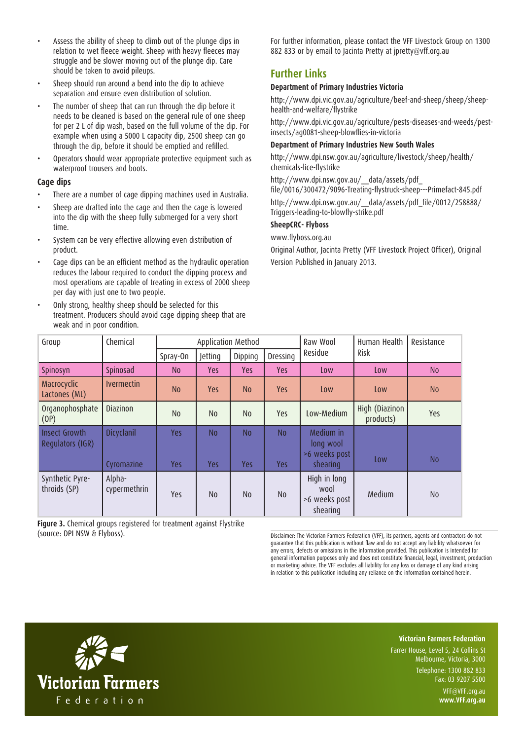- Assess the ability of sheep to climb out of the plunge dips in relation to wet fleece weight. Sheep with heavy fleeces may struggle and be slower moving out of the plunge dip. Care should be taken to avoid pileups.
- Sheep should run around a bend into the dip to achieve separation and ensure even distribution of solution.
- The number of sheep that can run through the dip before it needs to be cleaned is based on the general rule of one sheep for per 2 L of dip wash, based on the full volume of the dip. For example when using a 5000 L capacity dip, 2500 sheep can go through the dip, before it should be emptied and refilled.
- Operators should wear appropriate protective equipment such as waterproof trousers and boots.

### Cage dips

- There are a number of cage dipping machines used in Australia.
- Sheep are drafted into the cage and then the cage is lowered into the dip with the sheep fully submerged for a very short time.
- System can be very effective allowing even distribution of product.
- Cage dips can be an efficient method as the hydraulic operation reduces the labour required to conduct the dipping process and most operations are capable of treating in excess of 2000 sheep per day with just one to two people.
- Only strong, healthy sheep should be selected for this treatment. Producers should avoid cage dipping sheep that are weak and in poor condition.

For further information, please contact the VFF Livestock Group on 1300 882 833 or by email to Jacinta Pretty at jpretty@vff.org.au

## Further Links

**Department of Primary Industries Victoria**

http://www.dpi.vic.gov.au/agriculture/beef-and-sheep/sheep/sheep-health-and-welfare/flystrike

http://www.dpi.vic.gov.au/agriculture/pests-diseases-and-weeds/pest-insects/ag0081-sheep-blowflies-in-victoria

**Department of Primary Industries New South Wales**

http://www.dpi.nsw.gov.au/agriculture/livestock/sheep/health/chemicals-lice-flystrike

http://www.dpi.nsw.gov.au/__data/assets/pdf_file/0016/300472/9096-Treating-flystruck-sheep---Primefact-845.pdf

http://www.dpi.nsw.gov.au/__data/assets/pdf_file/0012/258888/Triggers-leading-to-blowfly-strike.pdf

**SheepCRC- Flyboss**

www.flyboss.org.au

Original Author, Jacinta Pretty (VFF Livestock Project Officer), Original Version Published in January 2013.

| Group | Chemical | Application Method | | | | Raw Wool Residue | Human Health Risk | Resistance |
|---|---|---|---|---|---|---|---|---|
| | | Spray-On | Jetting | Dipping | Dressing | | | |
| Spinosyn | Spinosad | No | Yes | Yes | Yes | Low | Low | No |
| Macrocyclic Lactones (ML) | Ivermectin | No | Yes | No | Yes | Low | Low | No |
| Organophosphate (OP) | Diazinon | No | No | No | Yes | Low-Medium | High (Diazinon products) | Yes |
| Insect Growth Regulators (IGR) | Dicyclanil | Yes | No | No | No | Medium in long wool >6 weeks post shearing | Low | No |
| | Cyromazine | Yes | Yes | Yes | Yes | | | |
| Synthetic Pyrethroids (SP) | Alpha-cypermethrin | Yes | No | No | No | High in long wool >6 weeks post shearing | Medium | No |

**Figure 3.** Chemical groups registered for treatment against Flystrike (source: DPI NSW & Flyboss).

Disclaimer: The Victorian Farmers Federation (VFF), its partners, agents and contractors do not guarantee that this publication is without flaw and do not accept any liability whatsoever for any errors, defects or omissions in the information provided. This publication is intended for general information purposes only and does not constitute financial, legal, investment, production or marketing advice. The VFF excludes all liability for any loss or damage of any kind arising in relation to this publication including any reliance on the information contained herein.

Victorian Farmers Federation

**Victorian Farmers Federation**
Farrer House, Level 5, 24 Collins St
Melbourne, Victoria, 3000
Telephone: 1300 882 833
Fax: 03 9207 5500
VFF@VFF.org.au
**www.VFF.org.au**